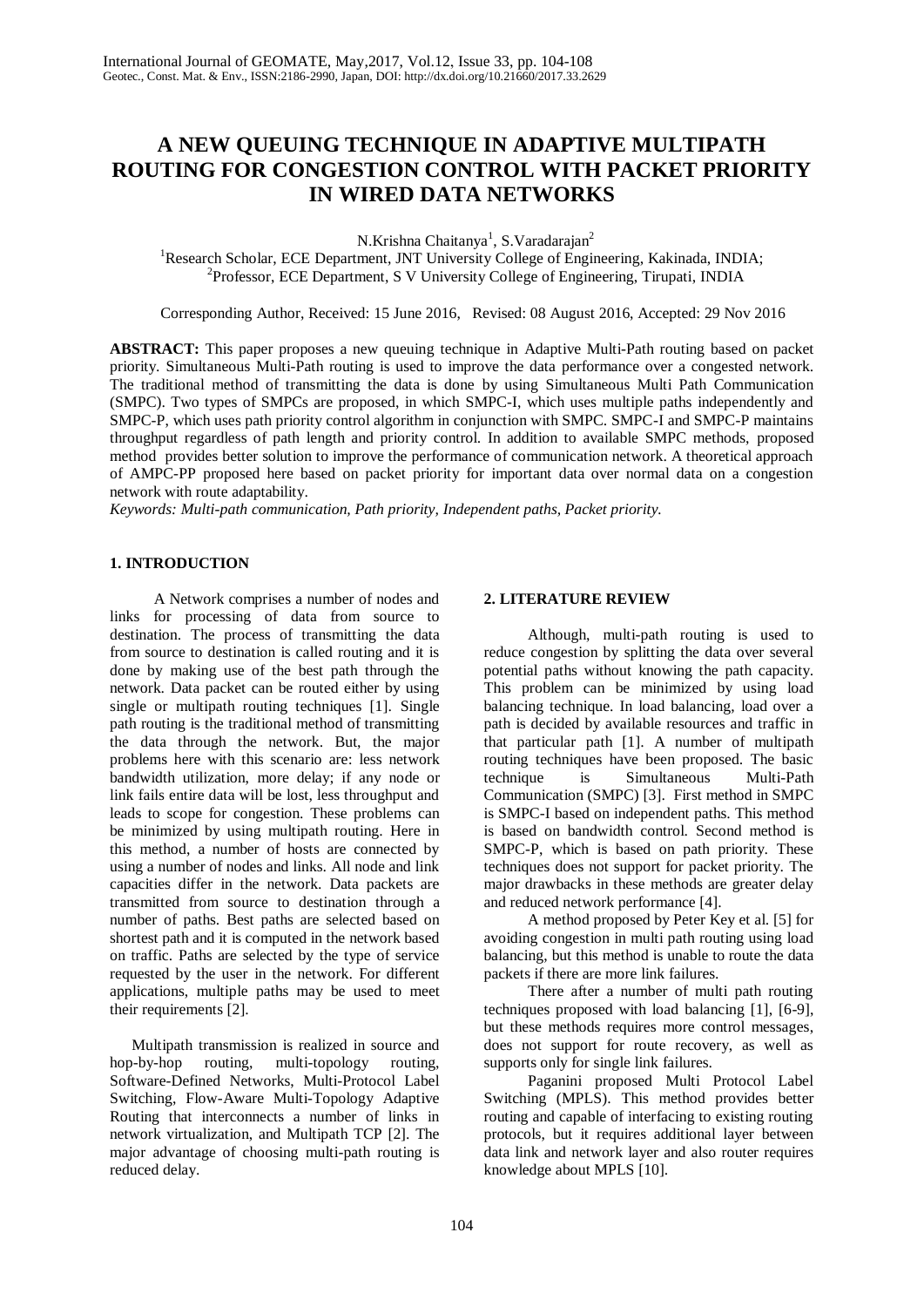# A NEW QUEUING TECHNIQUE IN ADAPTIVE MULTIPATH ROUTING FOR CONGESTION CONTROL WITH PACKET PRIORITY IN WIRED DATA NETWORKS

N.Krishna Chaitanya[1], S.Varadarajan[2]

[1]Research Scholar, ECE Department, JNT University College of Engineering, Kakinada, INDIA;
[2]Professor, ECE Department, S V University College of Engineering, Tirupati, INDIA

Corresponding Author, Received: 15 June 2016, Revised: 08 August 2016, Accepted: 29 Nov 2016

**ABSTRACT:** This paper proposes a new queuing technique in Adaptive Multi-Path routing based on packet priority. Simultaneous Multi-Path routing is used to improve the data performance over a congested network. The traditional method of transmitting the data is done by using Simultaneous Multi Path Communication (SMPC). Two types of SMPCs are proposed, in which SMPC-I, which uses multiple paths independently and SMPC-P, which uses path priority control algorithm in conjunction with SMPC. SMPC-I and SMPC-P maintains throughput regardless of path length and priority control. In addition to available SMPC methods, proposed method provides better solution to improve the performance of communication network. A theoretical approach of AMPC-PP proposed here based on packet priority for important data over normal data on a congestion network with route adaptability.

*Keywords: Multi-path communication, Path priority, Independent paths, Packet priority.*

## 1. INTRODUCTION

A Network comprises a number of nodes and links for processing of data from source to destination. The process of transmitting the data from source to destination is called routing and it is done by making use of the best path through the network. Data packet can be routed either by using single or multipath routing techniques [1]. Single path routing is the traditional method of transmitting the data through the network. But, the major problems here with this scenario are: less network bandwidth utilization, more delay; if any node or link fails entire data will be lost, less throughput and leads to scope for congestion. These problems can be minimized by using multipath routing. Here in this method, a number of hosts are connected by using a number of nodes and links. All node and link capacities differ in the network. Data packets are transmitted from source to destination through a number of paths. Best paths are selected based on shortest path and it is computed in the network based on traffic. Paths are selected by the type of service requested by the user in the network. For different applications, multiple paths may be used to meet their requirements [2].

Multipath transmission is realized in source and hop-by-hop routing, multi-topology routing, Software-Defined Networks, Multi-Protocol Label Switching, Flow-Aware Multi-Topology Adaptive Routing that interconnects a number of links in network virtualization, and Multipath TCP [2]. The major advantage of choosing multi-path routing is reduced delay.

## 2. LITERATURE REVIEW

Although, multi-path routing is used to reduce congestion by splitting the data over several potential paths without knowing the path capacity. This problem can be minimized by using load balancing technique. In load balancing, load over a path is decided by available resources and traffic in that particular path [1]. A number of multipath routing techniques have been proposed. The basic technique is Simultaneous Multi-Path Communication (SMPC) [3]. First method in SMPC is SMPC-I based on independent paths. This method is based on bandwidth control. Second method is SMPC-P, which is based on path priority. These techniques does not support for packet priority. The major drawbacks in these methods are greater delay and reduced network performance [4].

A method proposed by Peter Key et al. [5] for avoiding congestion in multi path routing using load balancing, but this method is unable to route the data packets if there are more link failures.

There after a number of multi path routing techniques proposed with load balancing [1], [6-9], but these methods requires more control messages, does not support for route recovery, as well as supports only for single link failures.

Paganini proposed Multi Protocol Label Switching (MPLS). This method provides better routing and capable of interfacing to existing routing protocols, but it requires additional layer between data link and network layer and also router requires knowledge about MPLS [10].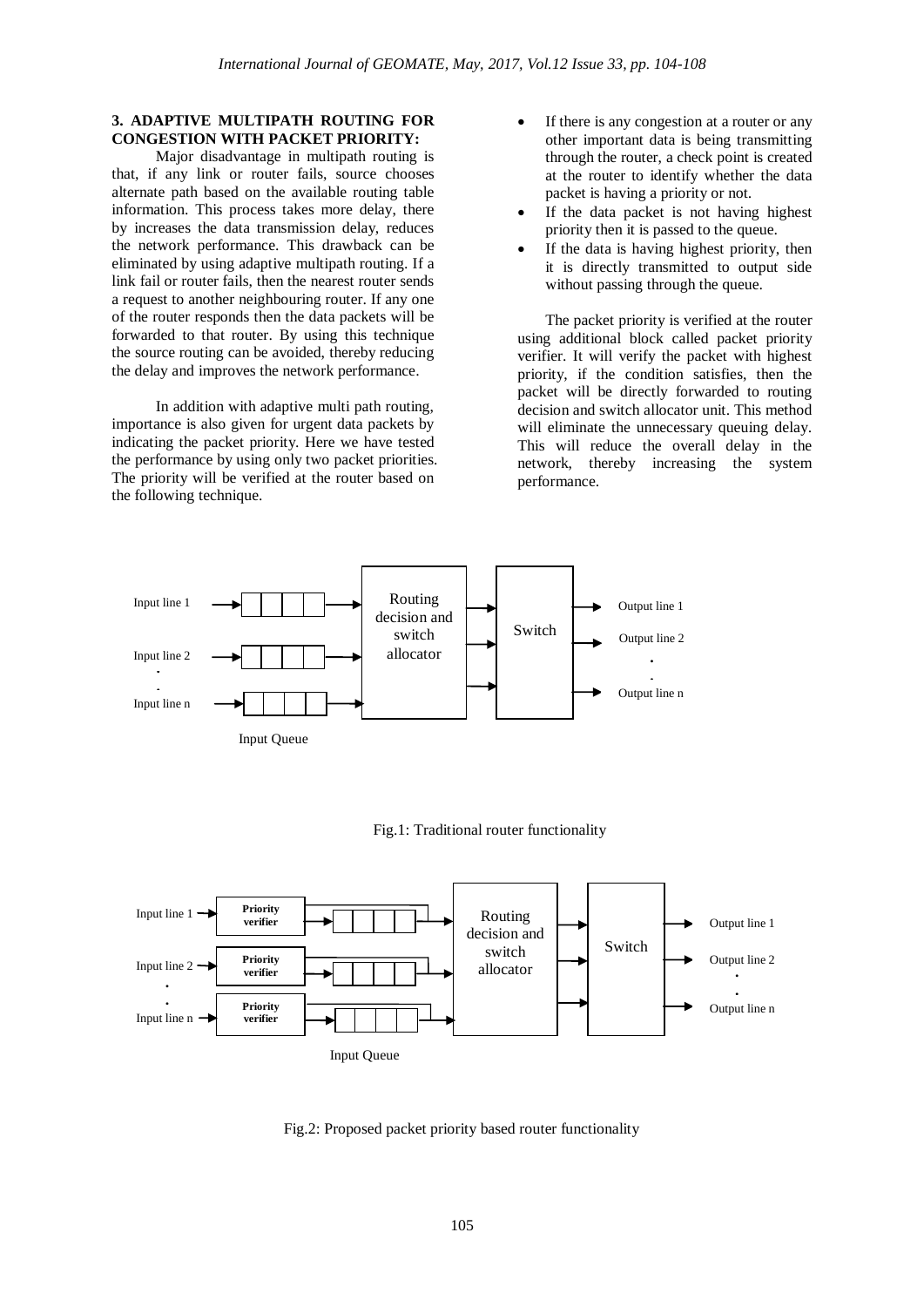## 3. ADAPTIVE MULTIPATH ROUTING FOR CONGESTION WITH PACKET PRIORITY:

Major disadvantage in multipath routing is that, if any link or router fails, source chooses alternate path based on the available routing table information. This process takes more delay, there by increases the data transmission delay, reduces the network performance. This drawback can be eliminated by using adaptive multipath routing. If a link fail or router fails, then the nearest router sends a request to another neighbouring router. If any one of the router responds then the data packets will be forwarded to that router. By using this technique the source routing can be avoided, thereby reducing the delay and improves the network performance.

In addition with adaptive multi path routing, importance is also given for urgent data packets by indicating the packet priority. Here we have tested the performance by using only two packet priorities. The priority will be verified at the router based on the following technique.

- If there is any congestion at a router or any other important data is being transmitting through the router, a check point is created at the router to identify whether the data packet is having a priority or not.
- If the data packet is not having highest priority then it is passed to the queue.
- If the data is having highest priority, then it is directly transmitted to output side without passing through the queue.

The packet priority is verified at the router using additional block called packet priority verifier. It will verify the packet with highest priority, if the condition satisfies, then the packet will be directly forwarded to routing decision and switch allocator unit. This method will eliminate the unnecessary queuing delay. This will reduce the overall delay in the network, thereby increasing the system performance.

Input line 1, Input line 2, . . Input line n — Input Queue — Routing decision and switch allocator — Switch — Output line 1, Output line 2, . . Output line n

Fig.1: Traditional router functionality

Input line 1, Input line 2, . . Input line n — Priority verifier — Input Queue — Routing decision and switch allocator — Switch — Output line 1, Output line 2, . . Output line n

Fig.2: Proposed packet priority based router functionality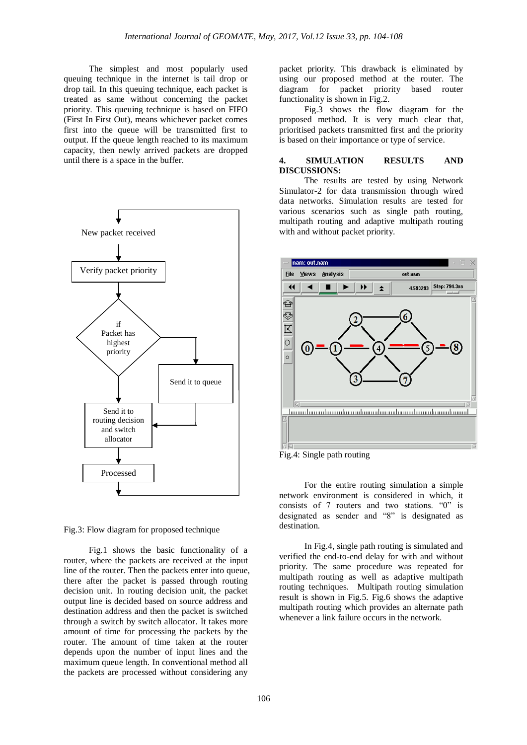The simplest and most popularly used queuing technique in the internet is tail drop or drop tail. In this queuing technique, each packet is treated as same without concerning the packet priority. This queuing technique is based on FIFO (First In First Out), means whichever packet comes first into the queue will be transmitted first to output. If the queue length reached to its maximum capacity, then newly arrived packets are dropped until there is a space in the buffer.

Fig.3: Flow diagram for proposed technique

Fig.1 shows the basic functionality of a router, where the packets are received at the input line of the router. Then the packets enter into queue, there after the packet is passed through routing decision unit. In routing decision unit, the packet output line is decided based on source address and destination address and then the packet is switched through a switch by switch allocator. It takes more amount of time for processing the packets by the router. The amount of time taken at the router depends upon the number of input lines and the maximum queue length. In conventional method all the packets are processed without considering any packet priority. This drawback is eliminated by using our proposed method at the router. The diagram for packet priority based router functionality is shown in Fig.2.

Fig.3 shows the flow diagram for the proposed method. It is very much clear that, prioritised packets transmitted first and the priority is based on their importance or type of service.

## 4. SIMULATION RESULTS AND DISCUSSIONS:

The results are tested by using Network Simulator-2 for data transmission through wired data networks. Simulation results are tested for various scenarios such as single path routing, multipath routing and adaptive multipath routing with and without packet priority.

Fig.4: Single path routing

For the entire routing simulation a simple network environment is considered in which, it consists of 7 routers and two stations. “0” is designated as sender and “8” is designated as destination.

In Fig.4, single path routing is simulated and verified the end-to-end delay for with and without priority. The same procedure was repeated for multipath routing as well as adaptive multipath routing techniques. Multipath routing simulation result is shown in Fig.5. Fig.6 shows the adaptive multipath routing which provides an alternate path whenever a link failure occurs in the network.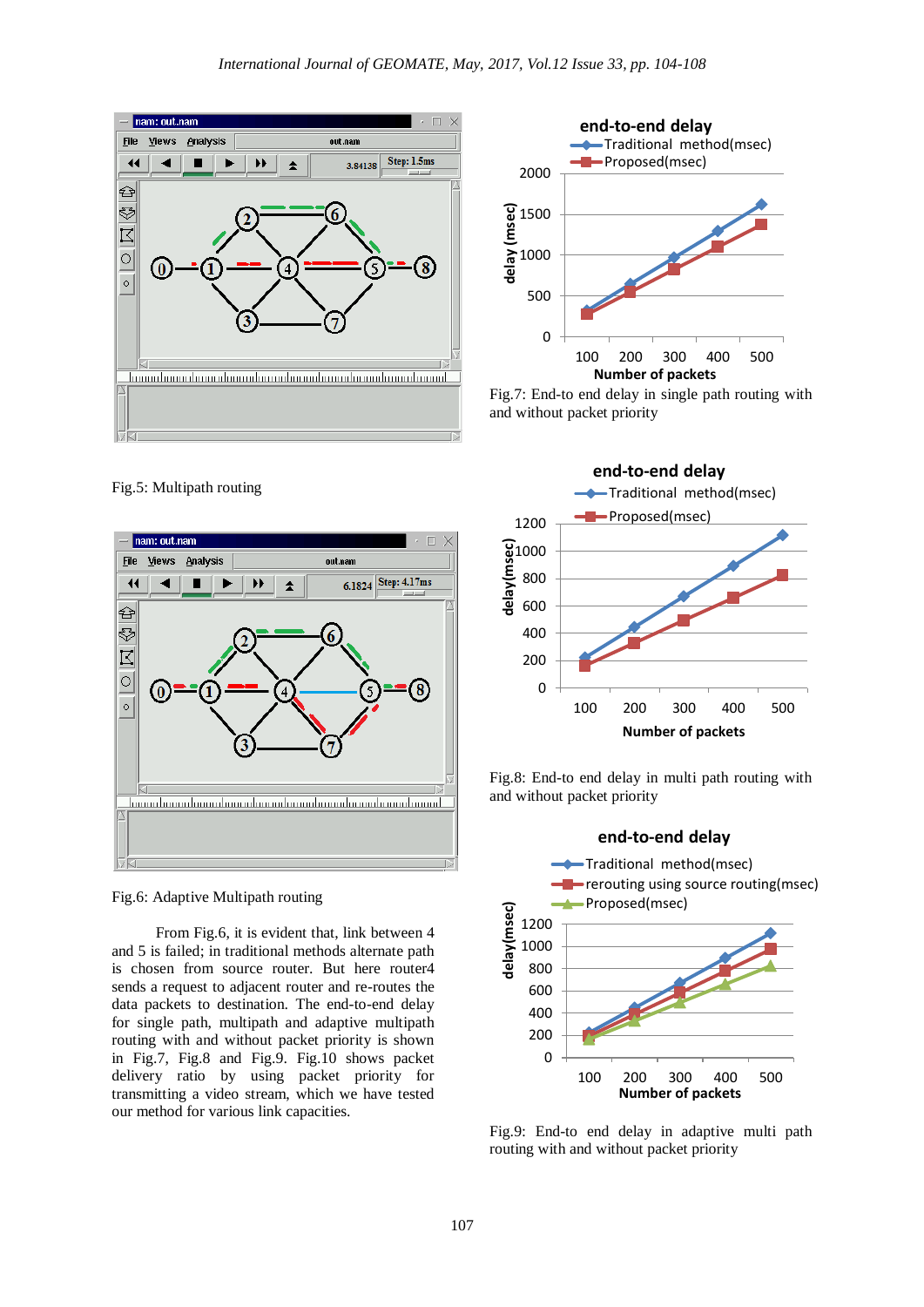Fig.5: Multipath routing

Fig.6: Adaptive Multipath routing

From Fig.6, it is evident that, link between 4 and 5 is failed; in traditional methods alternate path is chosen from source router. But here router4 sends a request to adjacent router and re-routes the data packets to destination. The end-to-end delay for single path, multipath and adaptive multipath routing with and without packet priority is shown in Fig.7, Fig.8 and Fig.9. Fig.10 shows packet delivery ratio by using packet priority for transmitting a video stream, which we have tested our method for various link capacities.

Fig.7: End-to end delay in single path routing with and without packet priority

Fig.8: End-to end delay in multi path routing with and without packet priority

Fig.9: End-to end delay in adaptive multi path routing with and without packet priority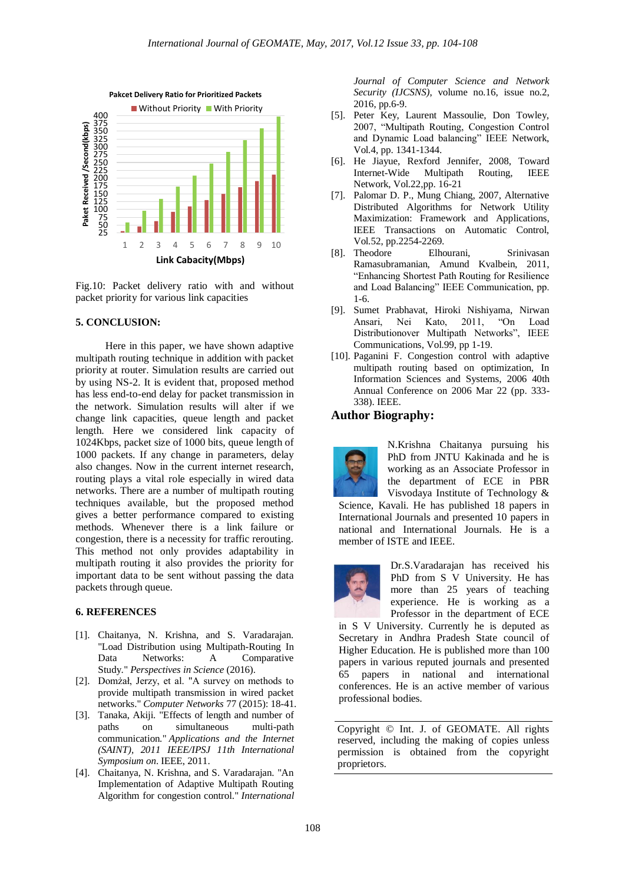Pakcet Delivery Ratio for Prioritized Packets

Without Priority With Priority

400
375
350
325
300
275
250
225
200
175
150
125
100
75
50
25

Paket Received /Second(kbps)

1 2 3 4 5 6 7 8 9 10

Link Cabacity(Mbps)

Fig.10: Packet delivery ratio with and without packet priority for various link capacities

## 5. CONCLUSION:

Here in this paper, we have shown adaptive multipath routing technique in addition with packet priority at router. Simulation results are carried out by using NS-2. It is evident that, proposed method has less end-to-end delay for packet transmission in the network. Simulation results will alter if we change link capacities, queue length and packet length. Here we considered link capacity of 1024Kbps, packet size of 1000 bits, queue length of 1000 packets. If any change in parameters, delay also changes. Now in the current internet research, routing plays a vital role especially in wired data networks. There are a number of multipath routing techniques available, but the proposed method gives a better performance compared to existing methods. Whenever there is a link failure or congestion, there is a necessity for traffic rerouting. This method not only provides adaptability in multipath routing it also provides the priority for important data to be sent without passing the data packets through queue.

## 6. REFERENCES

[1]. Chaitanya, N. Krishna, and S. Varadarajan. "Load Distribution using Multipath-Routing In Data Networks: A Comparative Study." *Perspectives in Science* (2016).

[2]. Domżał, Jerzy, et al. "A survey on methods to provide multipath transmission in wired packet networks." *Computer Networks* 77 (2015): 18-41.

[3]. Tanaka, Akiji. "Effects of length and number of paths on simultaneous multi-path communication." *Applications and the Internet (SAINT), 2011 IEEE/IPSJ 11th International Symposium on*. IEEE, 2011.

[4]. Chaitanya, N. Krishna, and S. Varadarajan. "An Implementation of Adaptive Multipath Routing Algorithm for congestion control." *International Journal of Computer Science and Network Security (IJCSNS)*, volume no.16, issue no.2, 2016, pp.6-9.

[5]. Peter Key, Laurent Massoulie, Don Towley, 2007, "Multipath Routing, Congestion Control and Dynamic Load balancing" IEEE Network, Vol.4, pp. 1341-1344.

[6]. He Jiayue, Rexford Jennifer, 2008, Toward Internet-Wide Multipath Routing, IEEE Network, Vol.22,pp. 16-21

[7]. Palomar D. P., Mung Chiang, 2007, Alternative Distributed Algorithms for Network Utility Maximization: Framework and Applications, IEEE Transactions on Automatic Control, Vol.52, pp.2254-2269.

[8]. Theodore Elhourani, Srinivasan Ramasubramanian, Amund Kvalbein, 2011, "Enhancing Shortest Path Routing for Resilience and Load Balancing" IEEE Communication, pp. 1-6.

[9]. Sumet Prabhavat, Hiroki Nishiyama, Nirwan Ansari, Nei Kato, 2011, "On Load Distributionover Multipath Networks", IEEE Communications, Vol.99, pp 1-19.

[10]. Paganini F. Congestion control with adaptive multipath routing based on optimization, In Information Sciences and Systems, 2006 40th Annual Conference on 2006 Mar 22 (pp. 333-338). IEEE.

## Author Biography:

N.Krishna Chaitanya pursuing his PhD from JNTU Kakinada and he is working as an Associate Professor in the department of ECE in PBR Visvodaya Institute of Technology & Science, Kavali. He has published 18 papers in International Journals and presented 10 papers in national and International Journals. He is a member of ISTE and IEEE.

Dr.S.Varadarajan has received his PhD from S V University. He has more than 25 years of teaching experience. He is working as a Professor in the department of ECE in S V University. Currently he is deputed as Secretary in Andhra Pradesh State council of Higher Education. He is published more than 100 papers in various reputed journals and presented 65 papers in national and international conferences. He is an active member of various professional bodies.

Copyright © Int. J. of GEOMATE. All rights reserved, including the making of copies unless permission is obtained from the copyright proprietors.